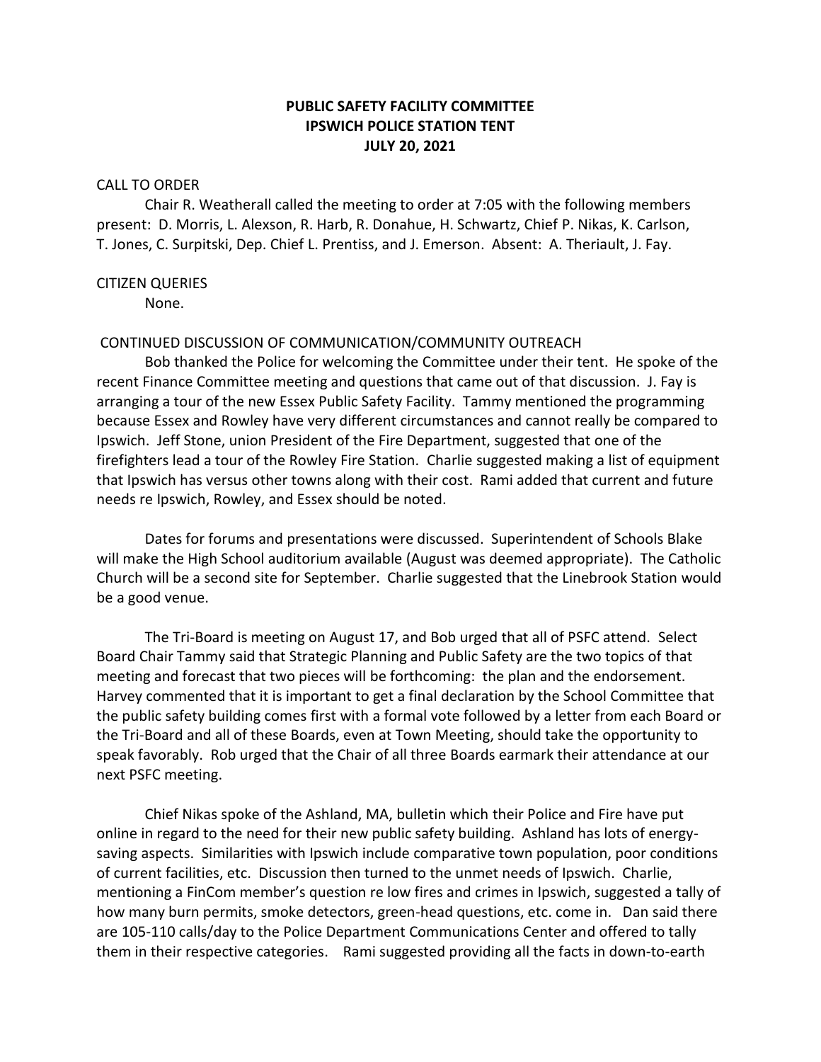# PUBLIC SAFETY FACILITY COMMITTEE
## IPSWICH POLICE STATION TENT
## JULY 20, 2021

CALL TO ORDER

Chair R. Weatherall called the meeting to order at 7:05 with the following members present: D. Morris, L. Alexson, R. Harb, R. Donahue, H. Schwartz, Chief P. Nikas, K. Carlson, T. Jones, C. Surpitski, Dep. Chief L. Prentiss, and J. Emerson. Absent: A. Theriault, J. Fay.

CITIZEN QUERIES

None.

CONTINUED DISCUSSION OF COMMUNICATION/COMMUNITY OUTREACH

Bob thanked the Police for welcoming the Committee under their tent. He spoke of the recent Finance Committee meeting and questions that came out of that discussion. J. Fay is arranging a tour of the new Essex Public Safety Facility. Tammy mentioned the programming because Essex and Rowley have very different circumstances and cannot really be compared to Ipswich. Jeff Stone, union President of the Fire Department, suggested that one of the firefighters lead a tour of the Rowley Fire Station. Charlie suggested making a list of equipment that Ipswich has versus other towns along with their cost. Rami added that current and future needs re Ipswich, Rowley, and Essex should be noted.

Dates for forums and presentations were discussed. Superintendent of Schools Blake will make the High School auditorium available (August was deemed appropriate). The Catholic Church will be a second site for September. Charlie suggested that the Linebrook Station would be a good venue.

The Tri-Board is meeting on August 17, and Bob urged that all of PSFC attend. Select Board Chair Tammy said that Strategic Planning and Public Safety are the two topics of that meeting and forecast that two pieces will be forthcoming: the plan and the endorsement. Harvey commented that it is important to get a final declaration by the School Committee that the public safety building comes first with a formal vote followed by a letter from each Board or the Tri-Board and all of these Boards, even at Town Meeting, should take the opportunity to speak favorably. Rob urged that the Chair of all three Boards earmark their attendance at our next PSFC meeting.

Chief Nikas spoke of the Ashland, MA, bulletin which their Police and Fire have put online in regard to the need for their new public safety building. Ashland has lots of energy-saving aspects. Similarities with Ipswich include comparative town population, poor conditions of current facilities, etc. Discussion then turned to the unmet needs of Ipswich. Charlie, mentioning a FinCom member's question re low fires and crimes in Ipswich, suggested a tally of how many burn permits, smoke detectors, green-head questions, etc. come in. Dan said there are 105-110 calls/day to the Police Department Communications Center and offered to tally them in their respective categories. Rami suggested providing all the facts in down-to-earth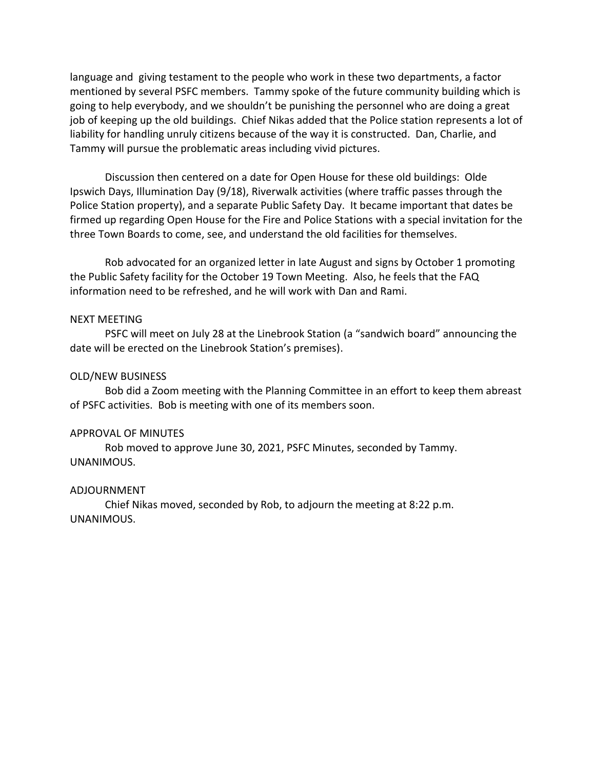language and  giving testament to the people who work in these two departments, a factor mentioned by several PSFC members.  Tammy spoke of the future community building which is going to help everybody, and we shouldn't be punishing the personnel who are doing a great job of keeping up the old buildings.  Chief Nikas added that the Police station represents a lot of liability for handling unruly citizens because of the way it is constructed.  Dan, Charlie, and Tammy will pursue the problematic areas including vivid pictures.

Discussion then centered on a date for Open House for these old buildings:  Olde Ipswich Days, Illumination Day (9/18), Riverwalk activities (where traffic passes through the Police Station property), and a separate Public Safety Day.  It became important that dates be firmed up regarding Open House for the Fire and Police Stations with a special invitation for the three Town Boards to come, see, and understand the old facilities for themselves.

Rob advocated for an organized letter in late August and signs by October 1 promoting the Public Safety facility for the October 19 Town Meeting.  Also, he feels that the FAQ information need to be refreshed, and he will work with Dan and Rami.

NEXT MEETING

PSFC will meet on July 28 at the Linebrook Station (a "sandwich board" announcing the date will be erected on the Linebrook Station's premises).

OLD/NEW BUSINESS

Bob did a Zoom meeting with the Planning Committee in an effort to keep them abreast of PSFC activities.  Bob is meeting with one of its members soon.

APPROVAL OF MINUTES

Rob moved to approve June 30, 2021, PSFC Minutes, seconded by Tammy. UNANIMOUS.

ADJOURNMENT

Chief Nikas moved, seconded by Rob, to adjourn the meeting at 8:22 p.m. UNANIMOUS.